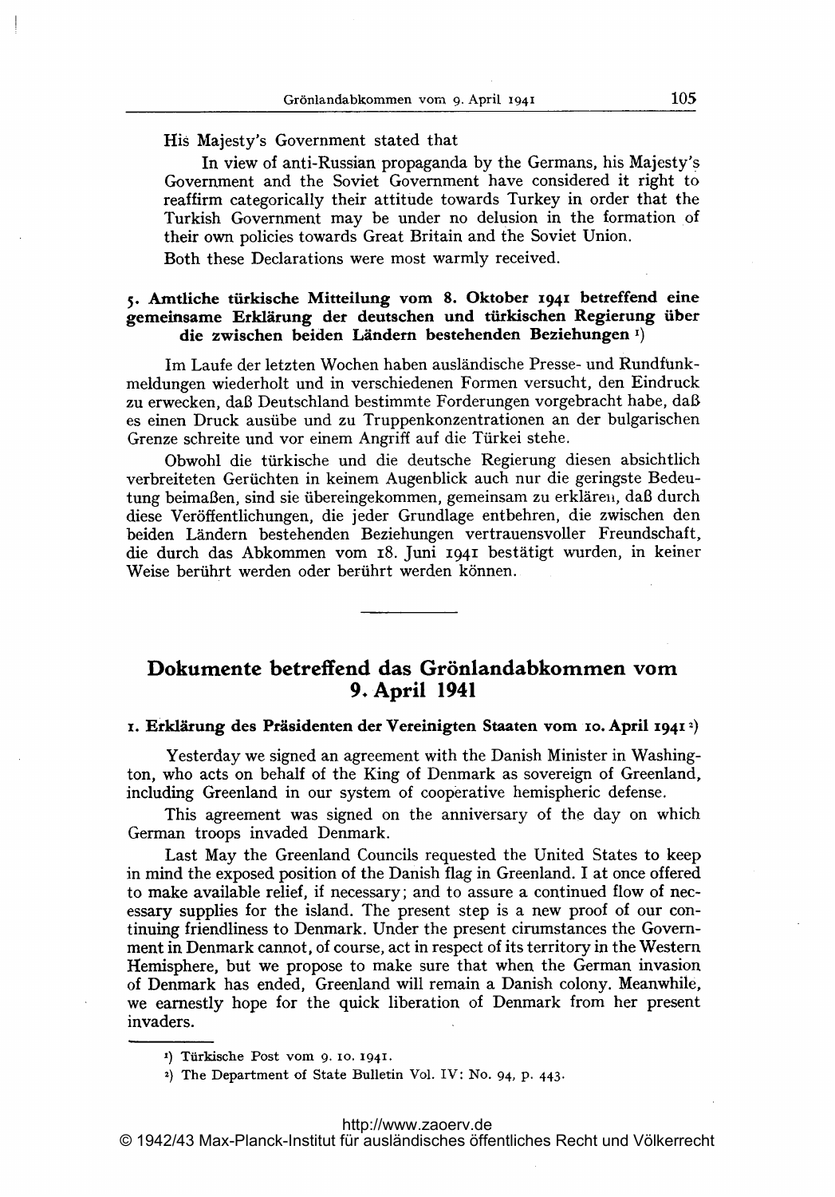His Majesty's Government stated that

In view of anti-Russian propaganda by the Germans, his Majesty's Government and the Soviet Government have considered it right to reaffirm categorically their attitude towards Turkey in order that the Turkish Government may be under no delusion in the formation of their own policies towards Great Britain and the Soviet Union.

Both these Declarations were most warmly received.

### 5. Amtliche türkische Mitteilung vom 8. Oktober 1941 betreffend eine gemeinsame Erklärung der deutschen und türkischen Regierung über die zwischen beiden Ländern bestehenden Beziehungen [1])

Im Laufe der letzten Wochen haben ausländische Presse- und Rundfunkmeldungen wiederholt und in verschiedenen Formen versucht, den Eindruck zu erwecken, daß Deutschland bestimmte Forderungen vorgebracht habe, daß es einen Druck ausübe und zu Truppenkonzentrationen an der bulgarischen Grenze schreite und vor einem Angriff auf die Türkei stehe.

Obwohl die türkische und die deutsche Regierung diesen absichtlich verbreiteten Gerüchten in keinem Augenblick auch nur die geringste Bedeutung beimaßen, sind sie übereingekommen, gemeinsam zu erklären, daß durch diese Veröffentlichungen, die jeder Grundlage entbehren, die zwischen den beiden Ländern bestehenden Beziehungen vertrauensvoller Freundschaft, die durch das Abkommen vom 18. Juni 1941 bestätigt wurden, in keiner Weise berührt werden oder berührt werden können.

---

## Dokumente betreffend das Grönlandabkommen vom 9. April 1941

### 1. Erklärung des Präsidenten der Vereinigten Staaten vom 10. April 1941 [2])

Yesterday we signed an agreement with the Danish Minister in Washington, who acts on behalf of the King of Denmark as sovereign of Greenland, including Greenland in our system of cooperative hemispheric defense.

This agreement was signed on the anniversary of the day on which German troops invaded Denmark.

Last May the Greenland Councils requested the United States to keep in mind the exposed position of the Danish flag in Greenland. I at once offered to make available relief, if necessary; and to assure a continued flow of necessary supplies for the island. The present step is a new proof of our continuing friendliness to Denmark. Under the present cirumstances the Government in Denmark cannot, of course, act in respect of its territory in the Western Hemisphere, but we propose to make sure that when the German invasion of Denmark has ended, Greenland will remain a Danish colony. Meanwhile, we earnestly hope for the quick liberation of Denmark from her present invaders.

---

[1]) Türkische Post vom 9. 10. 1941.

[2]) The Department of State Bulletin Vol. IV: No. 94, p. 443.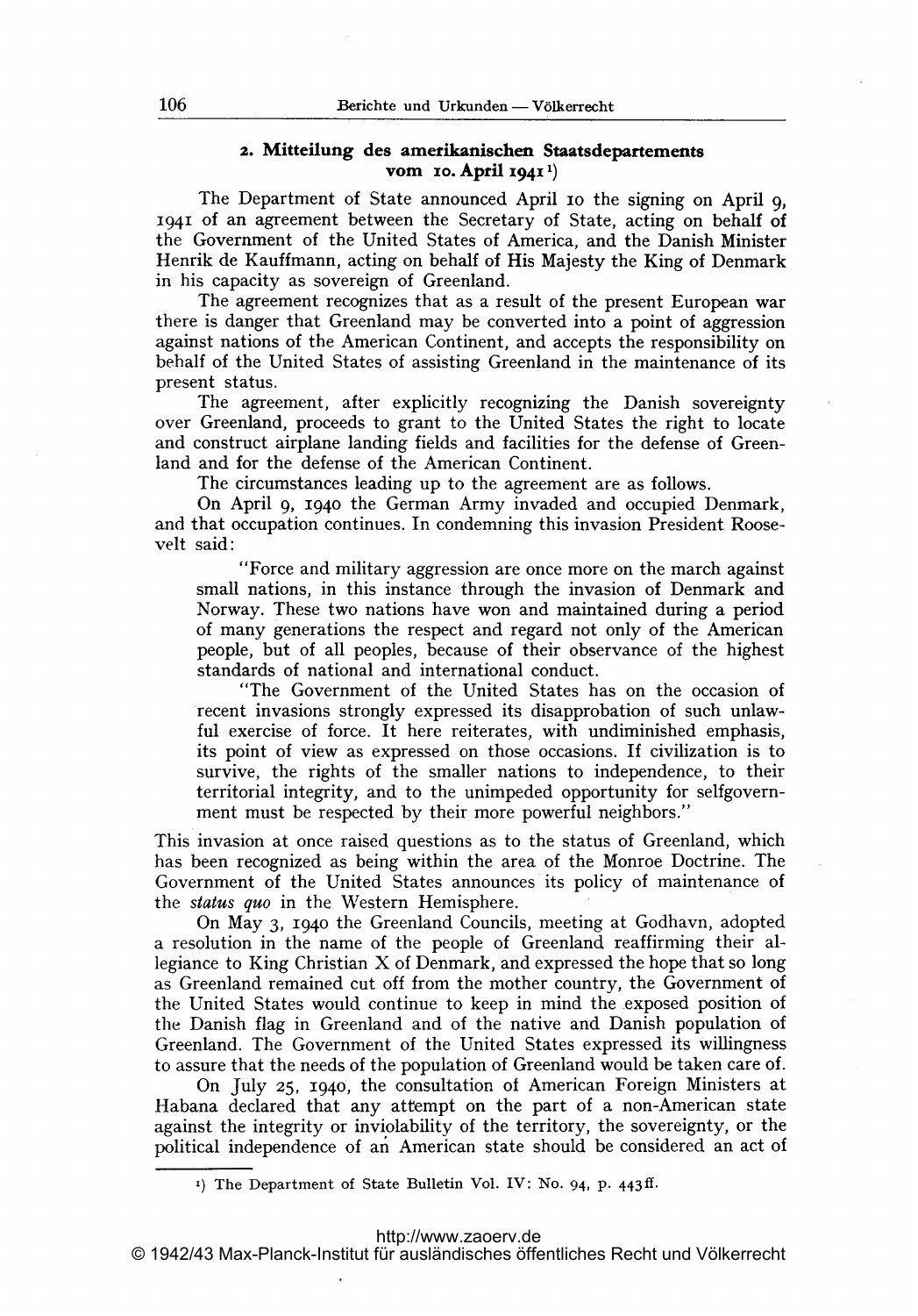## 2. Mitteilung des amerikanischen Staatsdepartements vom 10. April 1941[1])

The Department of State announced April 10 the signing on April 9, 1941 of an agreement between the Secretary of State, acting on behalf of the Government of the United States of America, and the Danish Minister Henrik de Kauffmann, acting on behalf of His Majesty the King of Denmark in his capacity as sovereign of Greenland.

The agreement recognizes that as a result of the present European war there is danger that Greenland may be converted into a point of aggression against nations of the American Continent, and accepts the responsibility on behalf of the United States of assisting Greenland in the maintenance of its present status.

The agreement, after explicitly recognizing the Danish sovereignty over Greenland, proceeds to grant to the United States the right to locate and construct airplane landing fields and facilities for the defense of Greenland and for the defense of the American Continent.

The circumstances leading up to the agreement are as follows.

On April 9, 1940 the German Army invaded and occupied Denmark, and that occupation continues. In condemning this invasion President Roosevelt said:

> "Force and military aggression are once more on the march against small nations, in this instance through the invasion of Denmark and Norway. These two nations have won and maintained during a period of many generations the respect and regard not only of the American people, but of all peoples, because of their observance of the highest standards of national and international conduct.
>
> "The Government of the United States has on the occasion of recent invasions strongly expressed its disapprobation of such unlawful exercise of force. It here reiterates, with undiminished emphasis, its point of view as expressed on those occasions. If civilization is to survive, the rights of the smaller nations to independence, to their territorial integrity, and to the unimpeded opportunity for selfgovernment must be respected by their more powerful neighbors."

This invasion at once raised questions as to the status of Greenland, which has been recognized as being within the area of the Monroe Doctrine. The Government of the United States announces its policy of maintenance of the *status quo* in the Western Hemisphere.

On May 3, 1940 the Greenland Councils, meeting at Godhavn, adopted a resolution in the name of the people of Greenland reaffirming their allegiance to King Christian X of Denmark, and expressed the hope that so long as Greenland remained cut off from the mother country, the Government of the United States would continue to keep in mind the exposed position of the Danish flag in Greenland and of the native and Danish population of Greenland. The Government of the United States expressed its willingness to assure that the needs of the population of Greenland would be taken care of.

On July 25, 1940, the consultation of American Foreign Ministers at Habana declared that any attempt on the part of a non-American state against the integrity or inviolability of the territory, the sovereignty, or the political independence of an American state should be considered an act of

---

[1]) The Department of State Bulletin Vol. IV: No. 94, p. 443ff.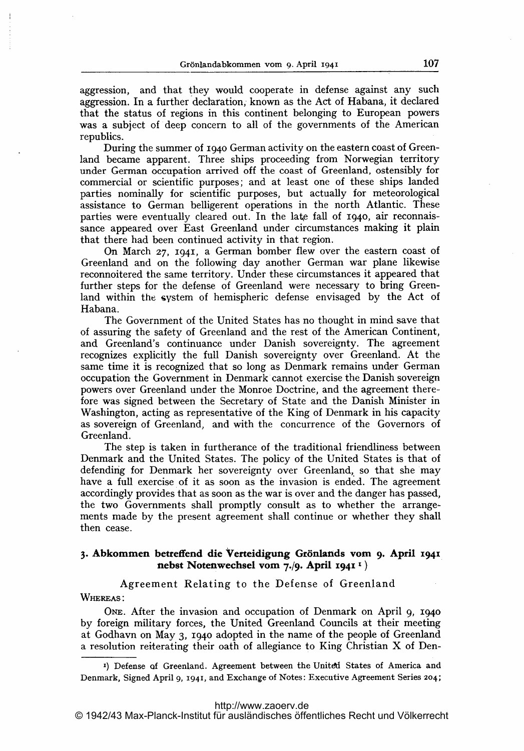aggression, and that they would cooperate in defense against any such aggression. In a further declaration, known as the Act of Habana, it declared that the status of regions in this continent belonging to European powers was a subject of deep concern to all of the governments of the American republics.

During the summer of 1940 German activity on the eastern coast of Greenland became apparent. Three ships proceeding from Norwegian territory under German occupation arrived off the coast of Greenland, ostensibly for commercial or scientific purposes; and at least one of these ships landed parties nominally for scientific purposes, but actually for meteorological assistance to German belligerent operations in the north Atlantic. These parties were eventually cleared out. In the late fall of 1940, air reconnaissance appeared over East Greenland under circumstances making it plain that there had been continued activity in that region.

On March 27, 1941, a German bomber flew over the eastern coast of Greenland and on the following day another German war plane likewise reconnoitered the same territory. Under these circumstances it appeared that further steps for the defense of Greenland were necessary to bring Greenland within the system of hemispheric defense envisaged by the Act of Habana.

The Government of the United States has no thought in mind save that of assuring the safety of Greenland and the rest of the American Continent, and Greenland's continuance under Danish sovereignty. The agreement recognizes explicitly the full Danish sovereignty over Greenland. At the same time it is recognized that so long as Denmark remains under German occupation the Government in Denmark cannot exercise the Danish sovereign powers over Greenland under the Monroe Doctrine, and the agreement therefore was signed between the Secretary of State and the Danish Minister in Washington, acting as representative of the King of Denmark in his capacity as sovereign of Greenland, and with the concurrence of the Governors of Greenland.

The step is taken in furtherance of the traditional friendliness between Denmark and the United States. The policy of the United States is that of defending for Denmark her sovereignty over Greenland, so that she may have a full exercise of it as soon as the invasion is ended. The agreement accordingly provides that as soon as the war is over and the danger has passed, the two Governments shall promptly consult as to whether the arrangements made by the present agreement shall continue or whether they shall then cease.

### 3. Abkommen betreffend die Verteidigung Grönlands vom 9. April 1941 nebst Notenwechsel vom 7./9. April 1941 [1])

Agreement Relating to the Defense of Greenland

WHEREAS:

ONE. After the invasion and occupation of Denmark on April 9, 1940 by foreign military forces, the United Greenland Councils at their meeting at Godhavn on May 3, 1940 adopted in the name of the people of Greenland a resolution reiterating their oath of allegiance to King Christian X of Den-

---

[1]) Defense of Greenland. Agreement between the United States of America and Denmark, Signed April 9, 1941, and Exchange of Notes: Executive Agreement Series 204;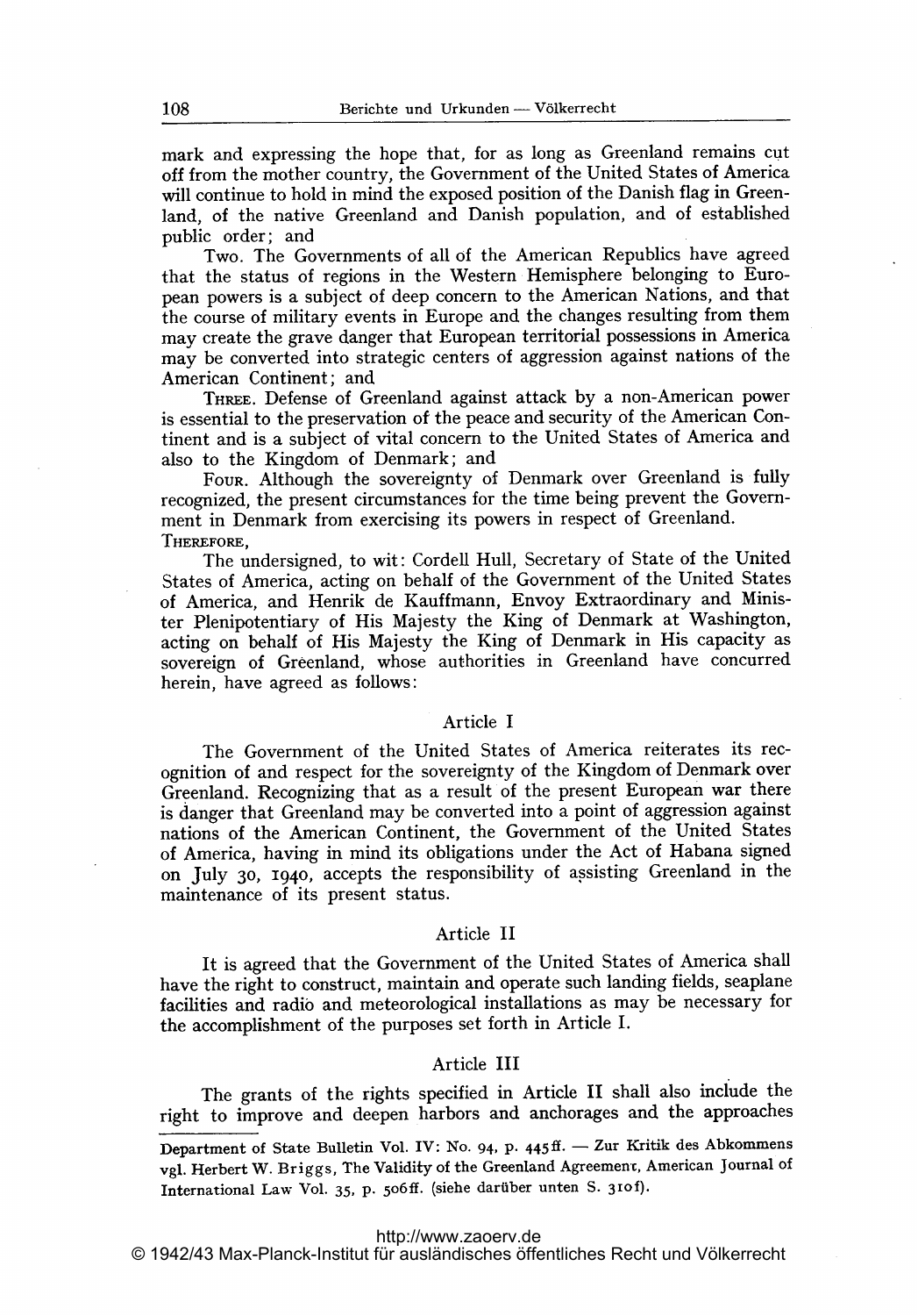mark and expressing the hope that, for as long as Greenland remains cut off from the mother country, the Government of the United States of America will continue to hold in mind the exposed position of the Danish flag in Greenland, of the native Greenland and Danish population, and of established public order; and

Two. The Governments of all of the American Republics have agreed that the status of regions in the Western Hemisphere belonging to European powers is a subject of deep concern to the American Nations, and that the course of military events in Europe and the changes resulting from them may create the grave danger that European territorial possessions in America may be converted into strategic centers of aggression against nations of the American Continent; and

Three. Defense of Greenland against attack by a non-American power is essential to the preservation of the peace and security of the American Continent and is a subject of vital concern to the United States of America and also to the Kingdom of Denmark; and

Four. Although the sovereignty of Denmark over Greenland is fully recognized, the present circumstances for the time being prevent the Government in Denmark from exercising its powers in respect of Greenland.

Therefore,

The undersigned, to wit: Cordell Hull, Secretary of State of the United States of America, acting on behalf of the Government of the United States of America, and Henrik de Kauffmann, Envoy Extraordinary and Minister Plenipotentiary of His Majesty the King of Denmark at Washington, acting on behalf of His Majesty the King of Denmark in His capacity as sovereign of Greenland, whose authorities in Greenland have concurred herein, have agreed as follows:

### Article I

The Government of the United States of America reiterates its recognition of and respect for the sovereignty of the Kingdom of Denmark over Greenland. Recognizing that as a result of the present European war there is danger that Greenland may be converted into a point of aggression against nations of the American Continent, the Government of the United States of America, having in mind its obligations under the Act of Habana signed on July 30, 1940, accepts the responsibility of assisting Greenland in the maintenance of its present status.

### Article II

It is agreed that the Government of the United States of America shall have the right to construct, maintain and operate such landing fields, seaplane facilities and radio and meteorological installations as may be necessary for the accomplishment of the purposes set forth in Article I.

### Article III

The grants of the rights specified in Article II shall also include the right to improve and deepen harbors and anchorages and the approaches

---

Department of State Bulletin Vol. IV: No. 94, p. 445ff. — Zur Kritik des Abkommens vgl. Herbert W. Briggs, The Validity of the Greenland Agreement, American Journal of International Law Vol. 35, p. 506ff. (siehe darüber unten S. 310f).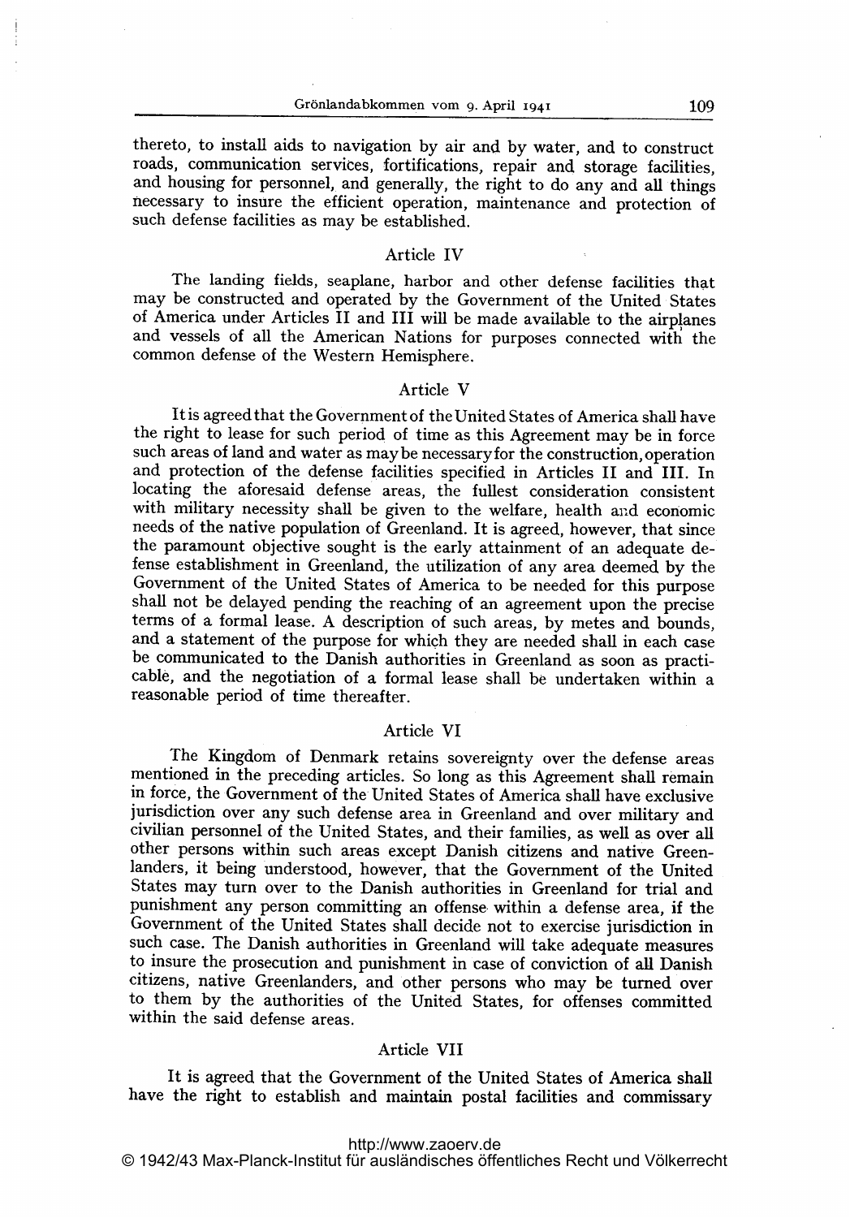thereto, to install aids to navigation by air and by water, and to construct roads, communication services, fortifications, repair and storage facilities, and housing for personnel, and generally, the right to do any and all things necessary to insure the efficient operation, maintenance and protection of such defense facilities as may be established.

### Article IV

The landing fields, seaplane, harbor and other defense facilities that may be constructed and operated by the Government of the United States of America under Articles II and III will be made available to the airplanes and vessels of all the American Nations for purposes connected with the common defense of the Western Hemisphere.

### Article V

It is agreed that the Government of the United States of America shall have the right to lease for such period of time as this Agreement may be in force such areas of land and water as may be necessary for the construction, operation and protection of the defense facilities specified in Articles II and III. In locating the aforesaid defense areas, the fullest consideration consistent with military necessity shall be given to the welfare, health and economic needs of the native population of Greenland. It is agreed, however, that since the paramount objective sought is the early attainment of an adequate defense establishment in Greenland, the utilization of any area deemed by the Government of the United States of America to be needed for this purpose shall not be delayed pending the reaching of an agreement upon the precise terms of a formal lease. A description of such areas, by metes and bounds, and a statement of the purpose for which they are needed shall in each case be communicated to the Danish authorities in Greenland as soon as practicable, and the negotiation of a formal lease shall be undertaken within a reasonable period of time thereafter.

### Article VI

The Kingdom of Denmark retains sovereignty over the defense areas mentioned in the preceding articles. So long as this Agreement shall remain in force, the Government of the United States of America shall have exclusive jurisdiction over any such defense area in Greenland and over military and civilian personnel of the United States, and their families, as well as over all other persons within such areas except Danish citizens and native Greenlanders, it being understood, however, that the Government of the United States may turn over to the Danish authorities in Greenland for trial and punishment any person committing an offense within a defense area, if the Government of the United States shall decide not to exercise jurisdiction in such case. The Danish authorities in Greenland will take adequate measures to insure the prosecution and punishment in case of conviction of all Danish citizens, native Greenlanders, and other persons who may be turned over to them by the authorities of the United States, for offenses committed within the said defense areas.

### Article VII

It is agreed that the Government of the United States of America shall have the right to establish and maintain postal facilities and commissary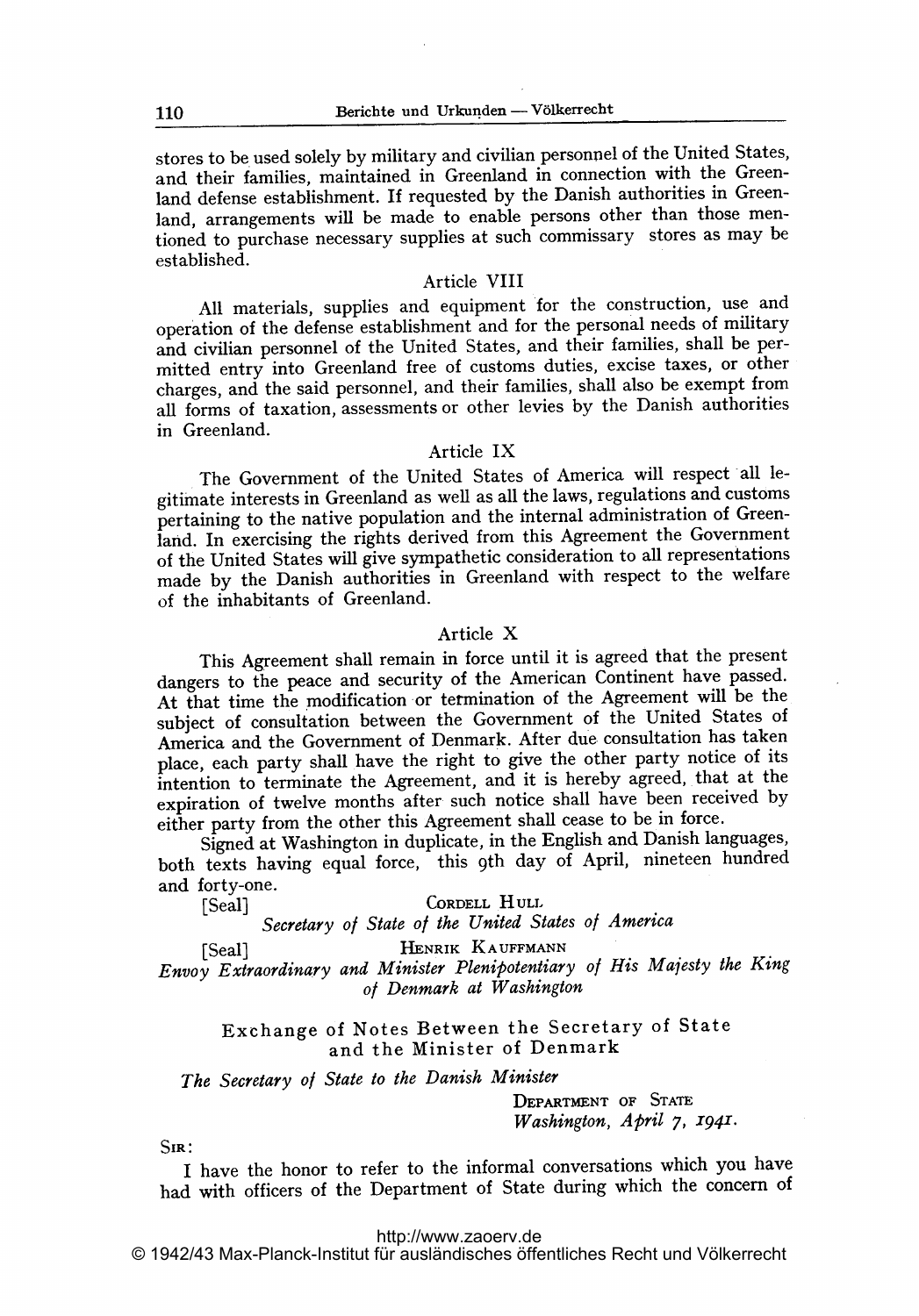stores to be used solely by military and civilian personnel of the United States, and their families, maintained in Greenland in connection with the Greenland defense establishment. If requested by the Danish authorities in Greenland, arrangements will be made to enable persons other than those mentioned to purchase necessary supplies at such commissary stores as may be established.

### Article VIII

All materials, supplies and equipment for the construction, use and operation of the defense establishment and for the personal needs of military and civilian personnel of the United States, and their families, shall be permitted entry into Greenland free of customs duties, excise taxes, or other charges, and the said personnel, and their families, shall also be exempt from all forms of taxation, assessments or other levies by the Danish authorities in Greenland.

### Article IX

The Government of the United States of America will respect all legitimate interests in Greenland as well as all the laws, regulations and customs pertaining to the native population and the internal administration of Greenland. In exercising the rights derived from this Agreement the Government of the United States will give sympathetic consideration to all representations made by the Danish authorities in Greenland with respect to the welfare of the inhabitants of Greenland.

### Article X

This Agreement shall remain in force until it is agreed that the present dangers to the peace and security of the American Continent have passed. At that time the modification or termination of the Agreement will be the subject of consultation between the Government of the United States of America and the Government of Denmark. After due consultation has taken place, each party shall have the right to give the other party notice of its intention to terminate the Agreement, and it is hereby agreed, that at the expiration of twelve months after such notice shall have been received by either party from the other this Agreement shall cease to be in force.

Signed at Washington in duplicate, in the English and Danish languages, both texts having equal force, this 9th day of April, nineteen hundred and forty-one.

[Seal] CORDELL HULL
*Secretary of State of the United States of America*

[Seal] HENRIK KAUFFMANN
*Envoy Extraordinary and Minister Plenipotentiary of His Majesty the King of Denmark at Washington*

## Exchange of Notes Between the Secretary of State and the Minister of Denmark

*The Secretary of State to the Danish Minister*

DEPARTMENT OF STATE
*Washington, April 7, 1941.*

SIR:

I have the honor to refer to the informal conversations which you have had with officers of the Department of State during which the concern of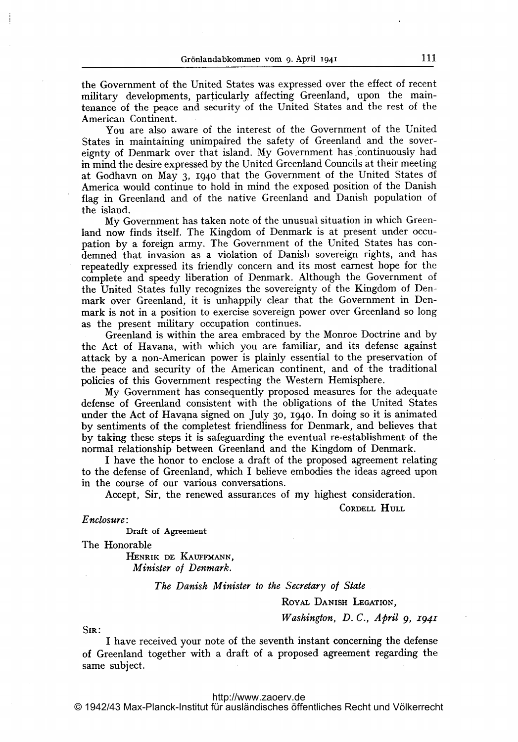the Government of the United States was expressed over the effect of recent military developments, particularly affecting Greenland, upon the maintenance of the peace and security of the United States and the rest of the American Continent.

You are also aware of the interest of the Government of the United States in maintaining unimpaired the safety of Greenland and the sovereignty of Denmark over that island. My Government has continuously had in mind the desire expressed by the United Greenland Councils at their meeting at Godhavn on May 3, 1940 that the Government of the United States of America would continue to hold in mind the exposed position of the Danish flag in Greenland and of the native Greenland and Danish population of the island.

My Government has taken note of the unusual situation in which Greenland now finds itself. The Kingdom of Denmark is at present under occupation by a foreign army. The Government of the United States has condemned that invasion as a violation of Danish sovereign rights, and has repeatedly expressed its friendly concern and its most earnest hope for the complete and speedy liberation of Denmark. Although the Government of the United States fully recognizes the sovereignty of the Kingdom of Denmark over Greenland, it is unhappily clear that the Government in Denmark is not in a position to exercise sovereign power over Greenland so long as the present military occupation continues.

Greenland is within the area embraced by the Monroe Doctrine and by the Act of Havana, with which you are familiar, and its defense against attack by a non-American power is plainly essential to the preservation of the peace and security of the American continent, and of the traditional policies of this Government respecting the Western Hemisphere.

My Government has consequently proposed measures for the adequate defense of Greenland consistent with the obligations of the United States under the Act of Havana signed on July 30, 1940. In doing so it is animated by sentiments of the completest friendliness for Denmark, and believes that by taking these steps it is safeguarding the eventual re-establishment of the normal relationship between Greenland and the Kingdom of Denmark.

I have the honor to enclose a draft of the proposed agreement relating to the defense of Greenland, which I believe embodies the ideas agreed upon in the course of our various conversations.

Accept, Sir, the renewed assurances of my highest consideration.

CORDELL HULL

*Enclosure:*

Draft of Agreement

The Honorable

HENRIK DE KAUFFMANN,
*Minister of Denmark.*

*The Danish Minister to the Secretary of State*

ROYAL DANISH LEGATION,

*Washington, D. C., April 9, 1941*

SIR:

I have received your note of the seventh instant concerning the defense of Greenland together with a draft of a proposed agreement regarding the same subject.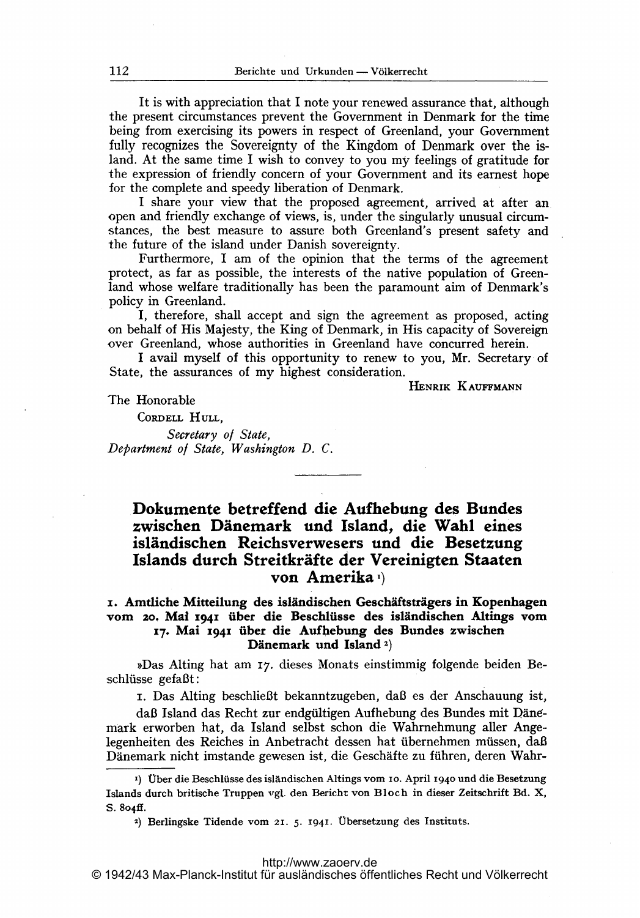It is with appreciation that I note your renewed assurance that, although the present circumstances prevent the Government in Denmark for the time being from exercising its powers in respect of Greenland, your Government fully recognizes the Sovereignty of the Kingdom of Denmark over the island. At the same time I wish to convey to you my feelings of gratitude for the expression of friendly concern of your Government and its earnest hope for the complete and speedy liberation of Denmark.

I share your view that the proposed agreement, arrived at after an open and friendly exchange of views, is, under the singularly unusual circumstances, the best measure to assure both Greenland's present safety and the future of the island under Danish sovereignty.

Furthermore, I am of the opinion that the terms of the agreement protect, as far as possible, the interests of the native population of Greenland whose welfare traditionally has been the paramount aim of Denmark's policy in Greenland.

I, therefore, shall accept and sign the agreement as proposed, acting on behalf of His Majesty, the King of Denmark, in His capacity of Sovereign over Greenland, whose authorities in Greenland have concurred herein.

I avail myself of this opportunity to renew to you, Mr. Secretary of State, the assurances of my highest consideration.

HENRIK KAUFFMANN

The Honorable

CORDELL HULL,

*Secretary of State,*
*Department of State, Washington D. C.*

---

## Dokumente betreffend die Aufhebung des Bundes zwischen Dänemark und Island, die Wahl eines isländischen Reichsverwesers und die Besetzung Islands durch Streitkräfte der Vereinigten Staaten von Amerika [1]

### 1. Amtliche Mitteilung des isländischen Geschäftsträgers in Kopenhagen vom 20. Mai 1941 über die Beschlüsse des isländischen Altings vom 17. Mai 1941 über die Aufhebung des Bundes zwischen Dänemark und Island [2]

»Das Alting hat am 17. dieses Monats einstimmig folgende beiden Beschlüsse gefaßt:

1. Das Alting beschließt bekanntzugeben, daß es der Anschauung ist,

daß Island das Recht zur endgültigen Aufhebung des Bundes mit Dänemark erworben hat, da Island selbst schon die Wahrnehmung aller Angelegenheiten des Reiches in Anbetracht dessen hat übernehmen müssen, daß Dänemark nicht imstande gewesen ist, die Geschäfte zu führen, deren Wahr-

[1] Über die Beschlüsse des isländischen Altings vom 10. April 1940 und die Besetzung Islands durch britische Truppen vgl. den Bericht von Bloch in dieser Zeitschrift Bd. X, S. 804ff.

[2] Berlingske Tidende vom 21. 5. 1941. Übersetzung des Instituts.